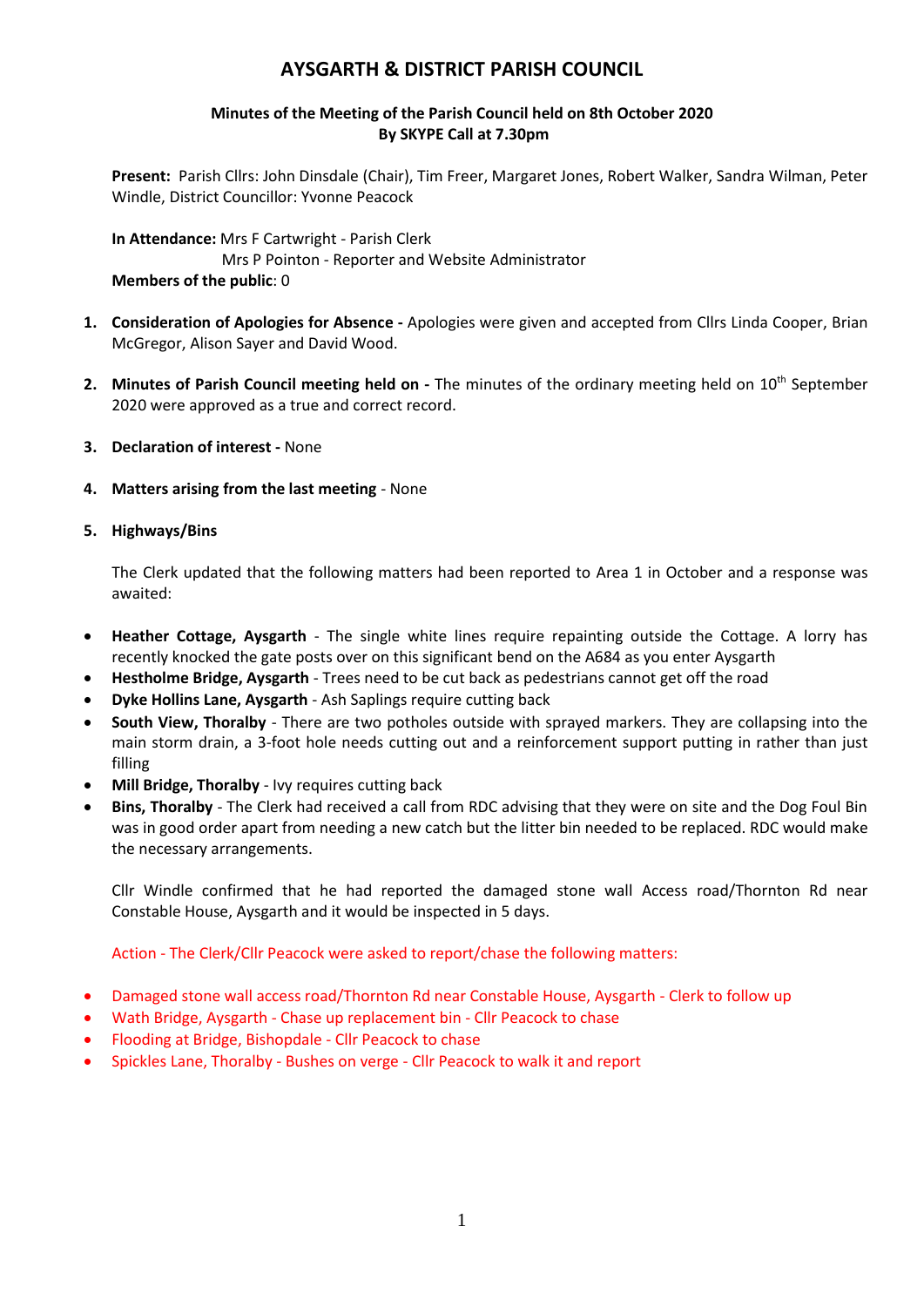# AYSGARTH & DISTRICT PARISH COUNCIL

### Minutes of the Meeting of the Parish Council held on 8th October 2020
### By SKYPE Call at 7.30pm

**Present:** Parish Cllrs: John Dinsdale (Chair), Tim Freer, Margaret Jones, Robert Walker, Sandra Wilman, Peter Windle, District Councillor: Yvonne Peacock

**In Attendance:** Mrs F Cartwright - Parish Clerk
Mrs P Pointon - Reporter and Website Administrator
**Members of the public**: 0

1. **Consideration of Apologies for Absence -** Apologies were given and accepted from Cllrs Linda Cooper, Brian McGregor, Alison Sayer and David Wood.

2. **Minutes of Parish Council meeting held on -** The minutes of the ordinary meeting held on 10th September 2020 were approved as a true and correct record.

3. **Declaration of interest -** None

4. **Matters arising from the last meeting** - None

5. **Highways/Bins**

   The Clerk updated that the following matters had been reported to Area 1 in October and a response was awaited:

- **Heather Cottage, Aysgarth** - The single white lines require repainting outside the Cottage. A lorry has recently knocked the gate posts over on this significant bend on the A684 as you enter Aysgarth
- **Hestholme Bridge, Aysgarth** - Trees need to be cut back as pedestrians cannot get off the road
- **Dyke Hollins Lane, Aysgarth** - Ash Saplings require cutting back
- **South View, Thoralby** - There are two potholes outside with sprayed markers. They are collapsing into the main storm drain, a 3-foot hole needs cutting out and a reinforcement support putting in rather than just filling
- **Mill Bridge, Thoralby** - Ivy requires cutting back
- **Bins, Thoralby** - The Clerk had received a call from RDC advising that they were on site and the Dog Foul Bin was in good order apart from needing a new catch but the litter bin needed to be replaced. RDC would make the necessary arrangements.

Cllr Windle confirmed that he had reported the damaged stone wall Access road/Thornton Rd near Constable House, Aysgarth and it would be inspected in 5 days.

Action - The Clerk/Cllr Peacock were asked to report/chase the following matters:

- Damaged stone wall access road/Thornton Rd near Constable House, Aysgarth - Clerk to follow up
- Wath Bridge, Aysgarth - Chase up replacement bin - Cllr Peacock to chase
- Flooding at Bridge, Bishopdale - Cllr Peacock to chase
- Spickles Lane, Thoralby - Bushes on verge - Cllr Peacock to walk it and report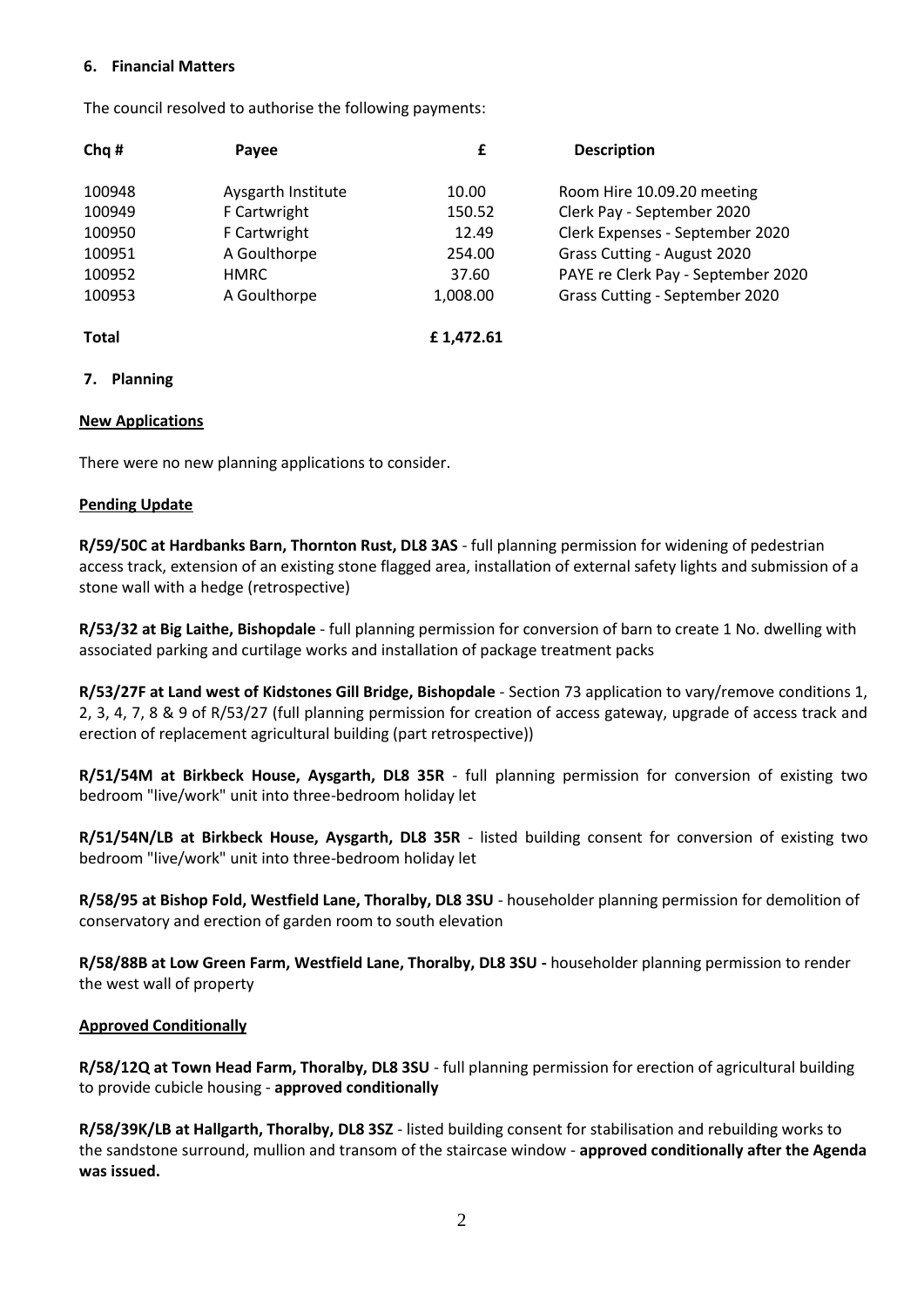## 6. Financial Matters

The council resolved to authorise the following payments:

| Chq # | Payee | £ | Description |
|---|---|---|---|
| 100948 | Aysgarth Institute | 10.00 | Room Hire 10.09.20 meeting |
| 100949 | F Cartwright | 150.52 | Clerk Pay - September 2020 |
| 100950 | F Cartwright | 12.49 | Clerk Expenses - September 2020 |
| 100951 | A Goulthorpe | 254.00 | Grass Cutting - August 2020 |
| 100952 | HMRC | 37.60 | PAYE re Clerk Pay - September 2020 |
| 100953 | A Goulthorpe | 1,008.00 | Grass Cutting - September 2020 |
| **Total** | | **£ 1,472.61** | |

## 7. Planning

**New Applications**

There were no new planning applications to consider.

**Pending Update**

**R/59/50C at Hardbanks Barn, Thornton Rust, DL8 3AS** - full planning permission for widening of pedestrian access track, extension of an existing stone flagged area, installation of external safety lights and submission of a stone wall with a hedge (retrospective)

**R/53/32 at Big Laithe, Bishopdale** - full planning permission for conversion of barn to create 1 No. dwelling with associated parking and curtilage works and installation of package treatment packs

**R/53/27F at Land west of Kidstones Gill Bridge, Bishopdale** - Section 73 application to vary/remove conditions 1, 2, 3, 4, 7, 8 & 9 of R/53/27 (full planning permission for creation of access gateway, upgrade of access track and erection of replacement agricultural building (part retrospective))

**R/51/54M at Birkbeck House, Aysgarth, DL8 35R** - full planning permission for conversion of existing two bedroom "live/work" unit into three-bedroom holiday let

**R/51/54N/LB at Birkbeck House, Aysgarth, DL8 35R** - listed building consent for conversion of existing two bedroom "live/work" unit into three-bedroom holiday let

**R/58/95 at Bishop Fold, Westfield Lane, Thoralby, DL8 3SU** - householder planning permission for demolition of conservatory and erection of garden room to south elevation

**R/58/88B at Low Green Farm, Westfield Lane, Thoralby, DL8 3SU -** householder planning permission to render the west wall of property

**Approved Conditionally**

**R/58/12Q at Town Head Farm, Thoralby, DL8 3SU** - full planning permission for erection of agricultural building to provide cubicle housing - **approved conditionally**

**R/58/39K/LB at Hallgarth, Thoralby, DL8 3SZ** - listed building consent for stabilisation and rebuilding works to the sandstone surround, mullion and transom of the staircase window - **approved conditionally after the Agenda was issued.**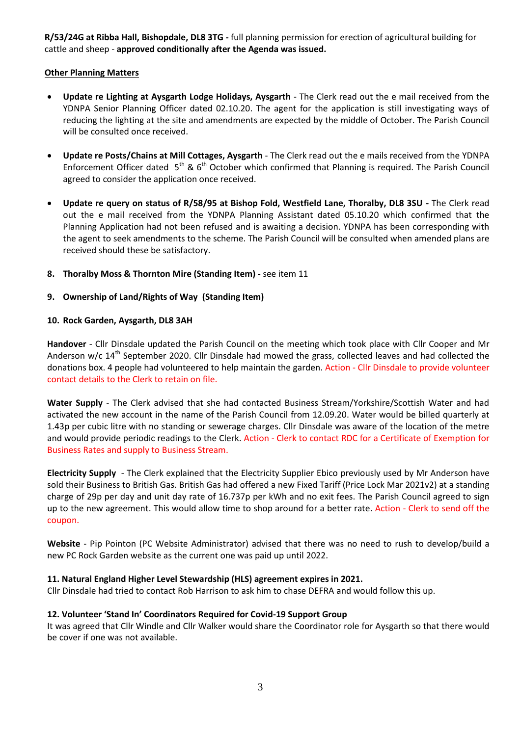**R/53/24G at Ribba Hall, Bishopdale, DL8 3TG -** full planning permission for erection of agricultural building for cattle and sheep - **approved conditionally after the Agenda was issued.**

**Other Planning Matters**

- **Update re Lighting at Aysgarth Lodge Holidays, Aysgarth** - The Clerk read out the e mail received from the YDNPA Senior Planning Officer dated 02.10.20. The agent for the application is still investigating ways of reducing the lighting at the site and amendments are expected by the middle of October. The Parish Council will be consulted once received.

- **Update re Posts/Chains at Mill Cottages, Aysgarth** - The Clerk read out the e mails received from the YDNPA Enforcement Officer dated 5th & 6th October which confirmed that Planning is required. The Parish Council agreed to consider the application once received.

- **Update re query on status of R/58/95 at Bishop Fold, Westfield Lane, Thoralby, DL8 3SU -** The Clerk read out the e mail received from the YDNPA Planning Assistant dated 05.10.20 which confirmed that the Planning Application had not been refused and is awaiting a decision. YDNPA has been corresponding with the agent to seek amendments to the scheme. The Parish Council will be consulted when amended plans are received should these be satisfactory.

**8. Thoralby Moss & Thornton Mire (Standing Item) -** see item 11

**9. Ownership of Land/Rights of Way (Standing Item)**

**10. Rock Garden, Aysgarth, DL8 3AH**

**Handover** - Cllr Dinsdale updated the Parish Council on the meeting which took place with Cllr Cooper and Mr Anderson w/c 14th September 2020. Cllr Dinsdale had mowed the grass, collected leaves and had collected the donations box. 4 people had volunteered to help maintain the garden. Action - Cllr Dinsdale to provide volunteer contact details to the Clerk to retain on file.

**Water Supply** - The Clerk advised that she had contacted Business Stream/Yorkshire/Scottish Water and had activated the new account in the name of the Parish Council from 12.09.20. Water would be billed quarterly at 1.43p per cubic litre with no standing or sewerage charges. Cllr Dinsdale was aware of the location of the metre and would provide periodic readings to the Clerk. Action - Clerk to contact RDC for a Certificate of Exemption for Business Rates and supply to Business Stream.

**Electricity Supply** - The Clerk explained that the Electricity Supplier Ebico previously used by Mr Anderson have sold their Business to British Gas. British Gas had offered a new Fixed Tariff (Price Lock Mar 2021v2) at a standing charge of 29p per day and unit day rate of 16.737p per kWh and no exit fees. The Parish Council agreed to sign up to the new agreement. This would allow time to shop around for a better rate. Action - Clerk to send off the coupon.

**Website** - Pip Pointon (PC Website Administrator) advised that there was no need to rush to develop/build a new PC Rock Garden website as the current one was paid up until 2022.

**11. Natural England Higher Level Stewardship (HLS) agreement expires in 2021.**
Cllr Dinsdale had tried to contact Rob Harrison to ask him to chase DEFRA and would follow this up.

**12. Volunteer 'Stand In' Coordinators Required for Covid-19 Support Group**
It was agreed that Cllr Windle and Cllr Walker would share the Coordinator role for Aysgarth so that there would be cover if one was not available.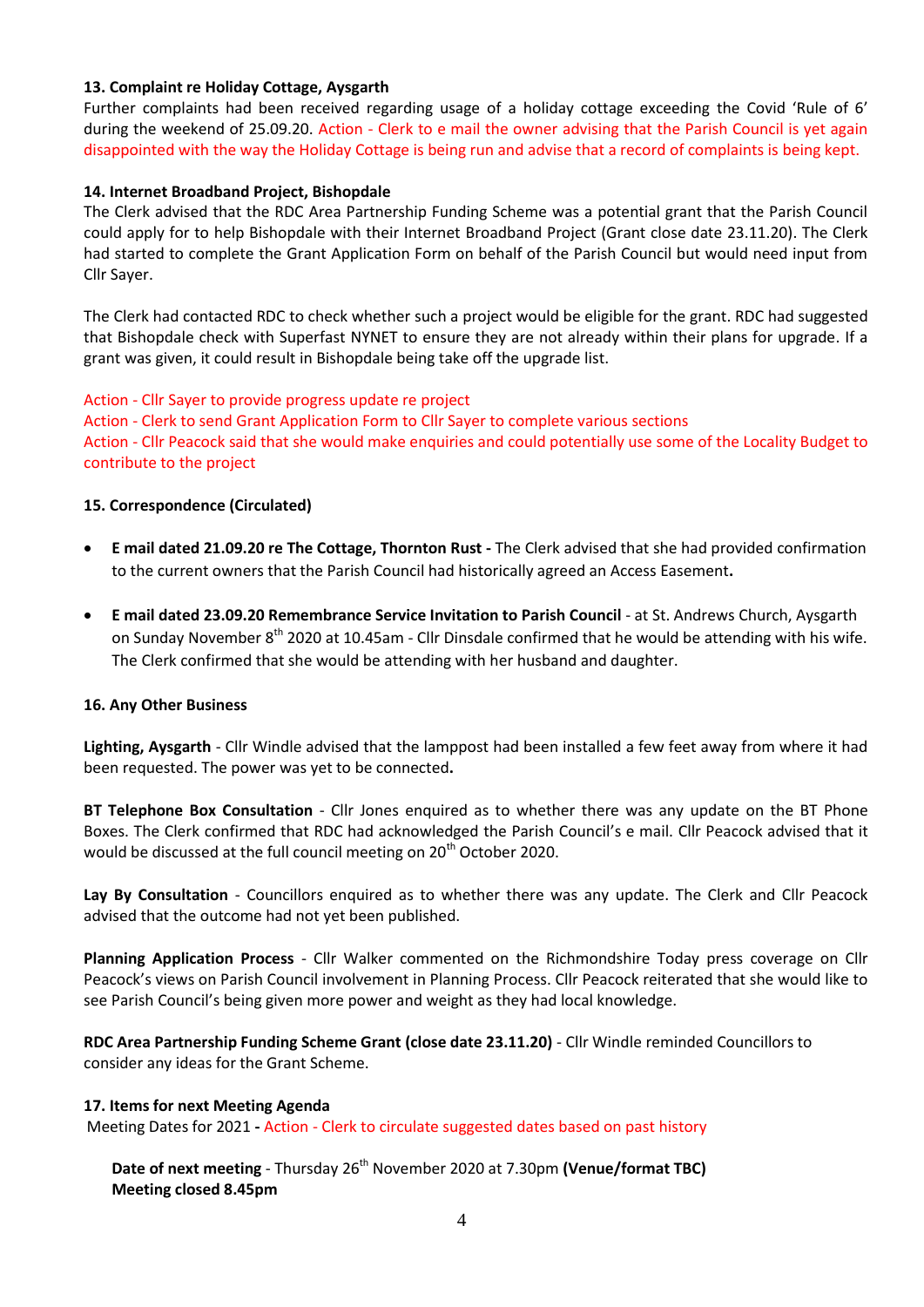**13. Complaint re Holiday Cottage, Aysgarth**

Further complaints had been received regarding usage of a holiday cottage exceeding the Covid 'Rule of 6' during the weekend of 25.09.20. Action - Clerk to e mail the owner advising that the Parish Council is yet again disappointed with the way the Holiday Cottage is being run and advise that a record of complaints is being kept.

**14. Internet Broadband Project, Bishopdale**

The Clerk advised that the RDC Area Partnership Funding Scheme was a potential grant that the Parish Council could apply for to help Bishopdale with their Internet Broadband Project (Grant close date 23.11.20). The Clerk had started to complete the Grant Application Form on behalf of the Parish Council but would need input from Cllr Sayer.

The Clerk had contacted RDC to check whether such a project would be eligible for the grant. RDC had suggested that Bishopdale check with Superfast NYNET to ensure they are not already within their plans for upgrade. If a grant was given, it could result in Bishopdale being take off the upgrade list.

Action - Cllr Sayer to provide progress update re project
Action - Clerk to send Grant Application Form to Cllr Sayer to complete various sections
Action - Cllr Peacock said that she would make enquiries and could potentially use some of the Locality Budget to contribute to the project

**15. Correspondence (Circulated)**

- **E mail dated 21.09.20 re The Cottage, Thornton Rust -** The Clerk advised that she had provided confirmation to the current owners that the Parish Council had historically agreed an Access Easement**.**
- **E mail dated 23.09.20 Remembrance Service Invitation to Parish Council** - at St. Andrews Church, Aysgarth on Sunday November 8th 2020 at 10.45am - Cllr Dinsdale confirmed that he would be attending with his wife. The Clerk confirmed that she would be attending with her husband and daughter.

**16. Any Other Business**

**Lighting, Aysgarth** - Cllr Windle advised that the lamppost had been installed a few feet away from where it had been requested. The power was yet to be connected**.**

**BT Telephone Box Consultation** - Cllr Jones enquired as to whether there was any update on the BT Phone Boxes. The Clerk confirmed that RDC had acknowledged the Parish Council's e mail. Cllr Peacock advised that it would be discussed at the full council meeting on 20th October 2020.

**Lay By Consultation** - Councillors enquired as to whether there was any update. The Clerk and Cllr Peacock advised that the outcome had not yet been published.

**Planning Application Process** - Cllr Walker commented on the Richmondshire Today press coverage on Cllr Peacock's views on Parish Council involvement in Planning Process. Cllr Peacock reiterated that she would like to see Parish Council's being given more power and weight as they had local knowledge.

**RDC Area Partnership Funding Scheme Grant (close date 23.11.20)** - Cllr Windle reminded Councillors to consider any ideas for the Grant Scheme.

**17. Items for next Meeting Agenda**

Meeting Dates for 2021 **-** Action - Clerk to circulate suggested dates based on past history

**Date of next meeting** - Thursday 26th November 2020 at 7.30pm **(Venue/format TBC)**
**Meeting closed 8.45pm**